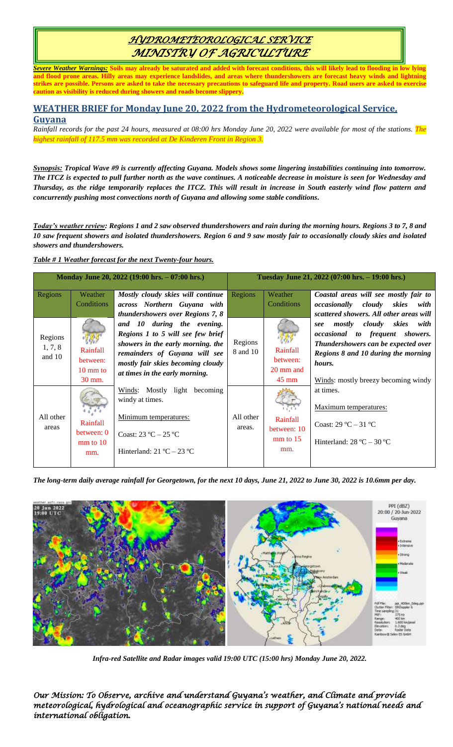# *HYDROMETEOROLOGICAL SERVICE MINISTRY OF AGRICULTURE*

***Severe Weather Warnings:*** **Soils may already be saturated and added with forecast conditions, this will likely lead to flooding in low lying and flood prone areas. Hilly areas may experience landslides, and areas where thundershowers are forecast heavy winds and lightning strikes are possible. Persons are asked to take the necessary precautions to safeguard life and property. Road users are asked to exercise caution as visibility is reduced during showers and roads become slippery.**

## WEATHER BRIEF for Monday June 20, 2022 from the Hydrometeorological Service, Guyana

*Rainfall records for the past 24 hours, measured at 08:00 hrs Monday June 20, 2022 were available for most of the stations. The highest rainfall of 117.5 mm was recorded at De Kinderen Front in Region 3.*

***Synopsis:*** ***Tropical Wave #9 is currently affecting Guyana. Models shows some lingering instabilities continuing into tomorrow. The ITCZ is expected to pull further north as the wave continues. A noticeable decrease in moisture is seen for Wednesday and Thursday, as the ridge temporarily replaces the ITCZ. This will result in increase in South easterly wind flow pattern and concurrently pushing most convections north of Guyana and allowing some stable conditions.***

***Today's weather review:*** ***Regions 1 and 2 saw observed thundershowers and rain during the morning hours. Regions 3 to 7, 8 and 10 saw frequent showers and isolated thundershowers. Region 6 and 9 saw mostly fair to occasionally cloudy skies and isolated showers and thundershowers.***

***Table # 1 Weather forecast for the next Twenty-four hours.***

| Monday June 20, 2022 (19:00 hrs. – 07:00 hrs.) | | | Tuesday June 21, 2022 (07:00 hrs. – 19:00 hrs.) | | |
|---|---|---|---|---|---|
| Regions | Weather Conditions | ***Mostly cloudy skies will continue across Northern Guyana with thundershowers over Regions 7, 8 and 10 during the evening. Regions 1 to 5 will see few brief showers in the early morning. the remainders of Guyana will see mostly fair skies becoming cloudy at times in the early morning.*** Winds: Mostly light becoming windy at times. Minimum temperatures: Coast: 23 ºC – 25 ºC Hinterland: 21 ºC – 23 ºC | Regions | Weather Conditions | ***Coastal areas will see mostly fair to occasionally cloudy skies with scattered showers. All other areas will see mostly cloudy skies with occasional to frequent showers. Thundershowers can be expected over Regions 8 and 10 during the morning hours.*** Winds: mostly breezy becoming windy at times. Maximum temperatures: Coast: 29 ºC – 31 ºC Hinterland: 28 ºC – 30 ºC |
| Regions 1, 7, 8 and 10 | Rainfall between: 10 mm to 30 mm. | | Regions 8 and 10 | Rainfall between: 20 mm and 45 mm | |
| All other areas | Rainfall between: 0 mm to 10 mm. | | All other areas. | Rainfall between: 10 mm to 15 mm. | |

***The long-term daily average rainfall for Georgetown, for the next 10 days, June 21, 2022 to June 30, 2022 is 10.6mm per day.***

***Infra-red Satellite and Radar images valid 19:00 UTC (15:00 hrs) Monday June 20, 2022.***

*Our Mission: To Observe, archive and understand Guyana's weather, and Climate and provide meteorological, hydrological and oceanographic service in support of Guyana's national needs and international obligation.*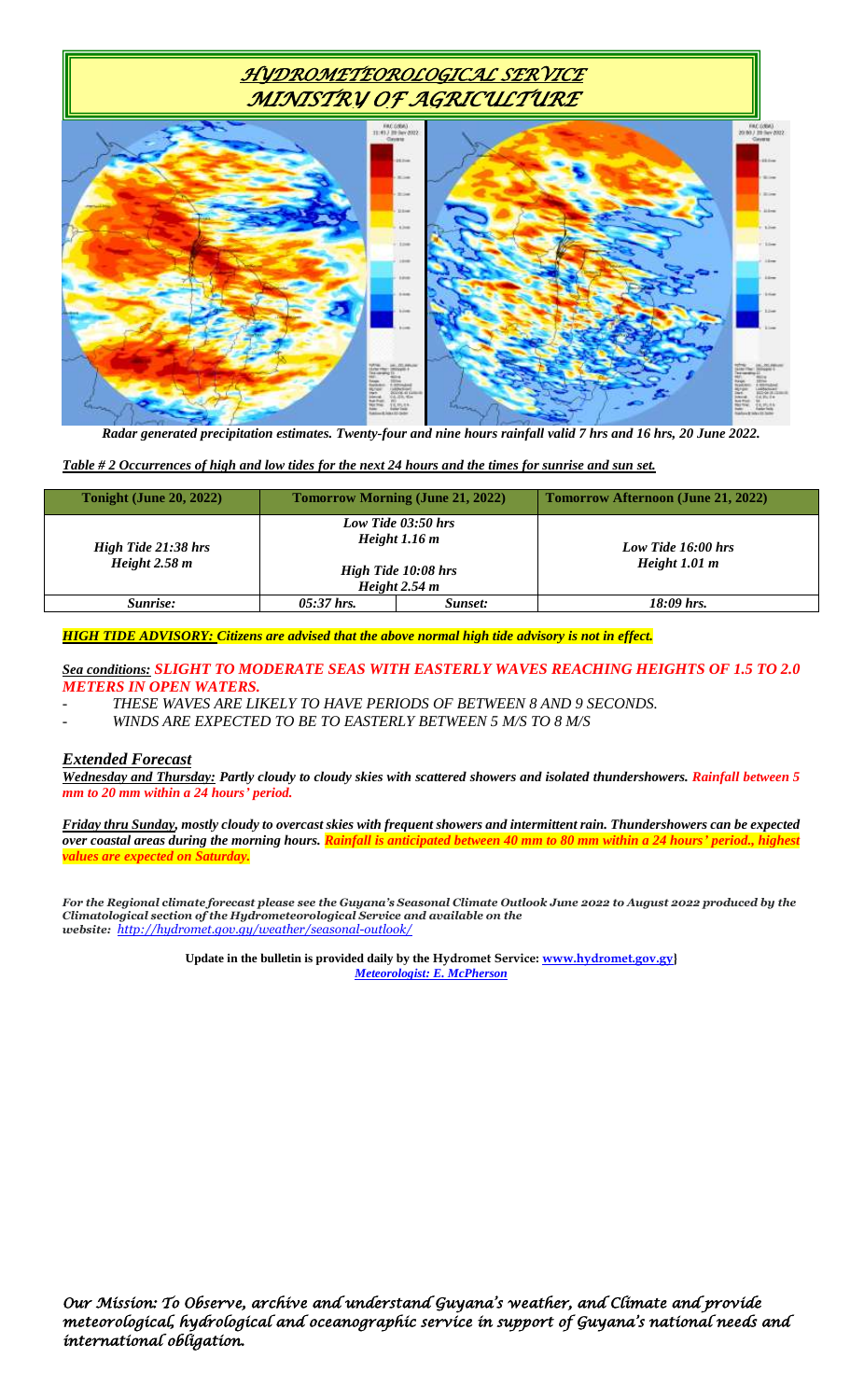# *HYDROMETEOROLOGICAL SERVICE*
# *MINISTRY OF AGRICULTURE*

*Radar generated precipitation estimates. Twenty-four and nine hours rainfall valid 7 hrs and 16 hrs, 20 June 2022.*

***Table # 2 Occurrences of high and low tides for the next 24 hours and the times for sunrise and sun set.***

| Tonight (June 20, 2022) | Tomorrow Morning (June 21, 2022) | | Tomorrow Afternoon (June 21, 2022) |
|---|---|---|---|
| *High Tide 21:38 hrs* *Height 2.58 m* | *Low Tide 03:50 hrs* *Height 1.16 m* *High Tide 10:08 hrs* *Height 2.54 m* | | *Low Tide 16:00 hrs* *Height 1.01 m* |
| *Sunrise:* | *05:37 hrs.* | *Sunset:* | *18:09 hrs.* |

***HIGH TIDE ADVISORY:*** ***Citizens are advised that the above normal high tide advisory is not in effect.***

***Sea conditions:*** ***SLIGHT TO MODERATE SEAS WITH EASTERLY WAVES REACHING HEIGHTS OF 1.5 TO 2.0 METERS IN OPEN WATERS.***

- *THESE WAVES ARE LIKELY TO HAVE PERIODS OF BETWEEN 8 AND 9 SECONDS.*
- *WINDS ARE EXPECTED TO BE TO EASTERLY BETWEEN 5 M/S TO 8 M/S*

## *Extended Forecast*

***Wednesday and Thursday:*** ***Partly cloudy to cloudy skies with scattered showers and isolated thundershowers. Rainfall between 5 mm to 20 mm within a 24 hours' period.***

***Friday thru Sunday****,* ***mostly cloudy to overcast skies with frequent showers and intermittent rain. Thundershowers can be expected over coastal areas during the morning hours. Rainfall is anticipated between 40 mm to 80 mm within a 24 hours' period., highest values are expected on Saturday.***

***For the Regional climate forecast please see the Guyana's Seasonal Climate Outlook June 2022 to August 2022 produced by the Climatological section of the Hydrometeorological Service and available on the website:*** *http://hydromet.gov.gy/weather/seasonal-outlook/*

**Update in the bulletin is provided daily by the Hydromet Service: www.hydromet.gov.gy}**

***Meteorologist: E. McPherson***

*Our Mission: To Observe, archive and understand Guyana's weather, and Climate and provide meteorological, hydrological and oceanographic service in support of Guyana's national needs and international obligation.*